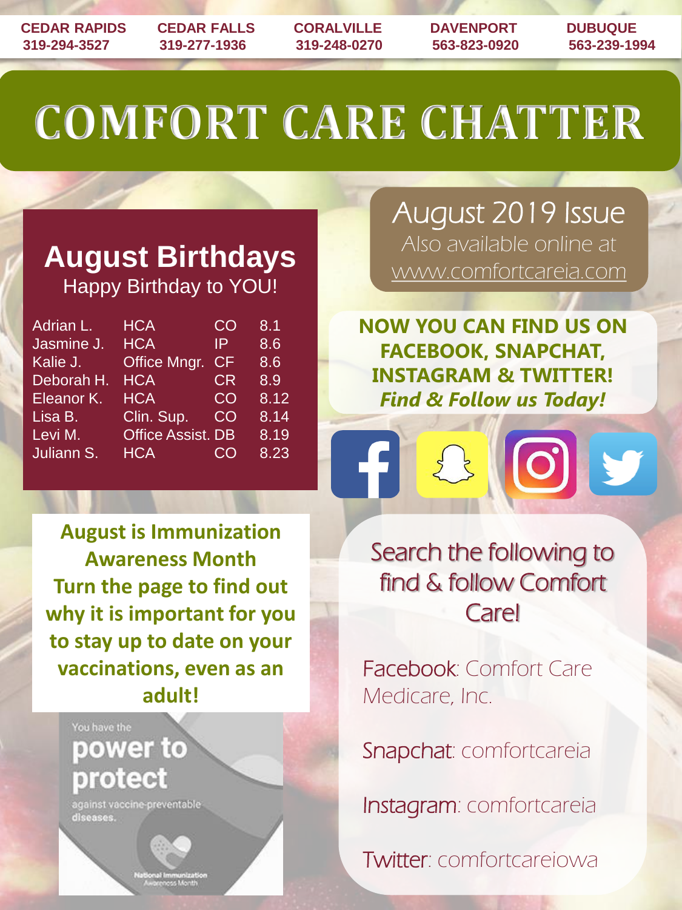| CEDAR RAPIDS | CEDAR FALLS | CORALVILLE | DAVENPORT | DUBUQUE |
|---|---|---|---|---|
| 319-294-3527 | 319-277-1936 | 319-248-0270 | 563-823-0920 | 563-239-1994 |

# COMFORT CARE CHATTER

## August 2019 Issue

Also available online at www.comfortcareia.com

## August Birthdays

Happy Birthday to YOU!

| | | | |
|---|---|---|---|
| Adrian L. | HCA | CO | 8.1 |
| Jasmine J. | HCA | IP | 8.6 |
| Kalie J. | Office Mngr. | CF | 8.6 |
| Deborah H. | HCA | CR | 8.9 |
| Eleanor K. | HCA | CO | 8.12 |
| Lisa B. | Clin. Sup. | CO | 8.14 |
| Levi M. | Office Assist. | DB | 8.19 |
| Juliann S. | HCA | CO | 8.23 |

**NOW YOU CAN FIND US ON FACEBOOK, SNAPCHAT, INSTAGRAM & TWITTER!**
***Find & Follow us Today!***

**August is Immunization Awareness Month**
**Turn the page to find out why it is important for you to stay up to date on your vaccinations, even as an adult!**

You have the **power to protect** against vaccine-preventable diseases.

National Immunization Awareness Month

### Search the following to find & follow Comfort Care!

Facebook: Comfort Care Medicare, Inc.

Snapchat: comfortcareia

Instagram: comfortcareia

Twitter: comfortcareiowa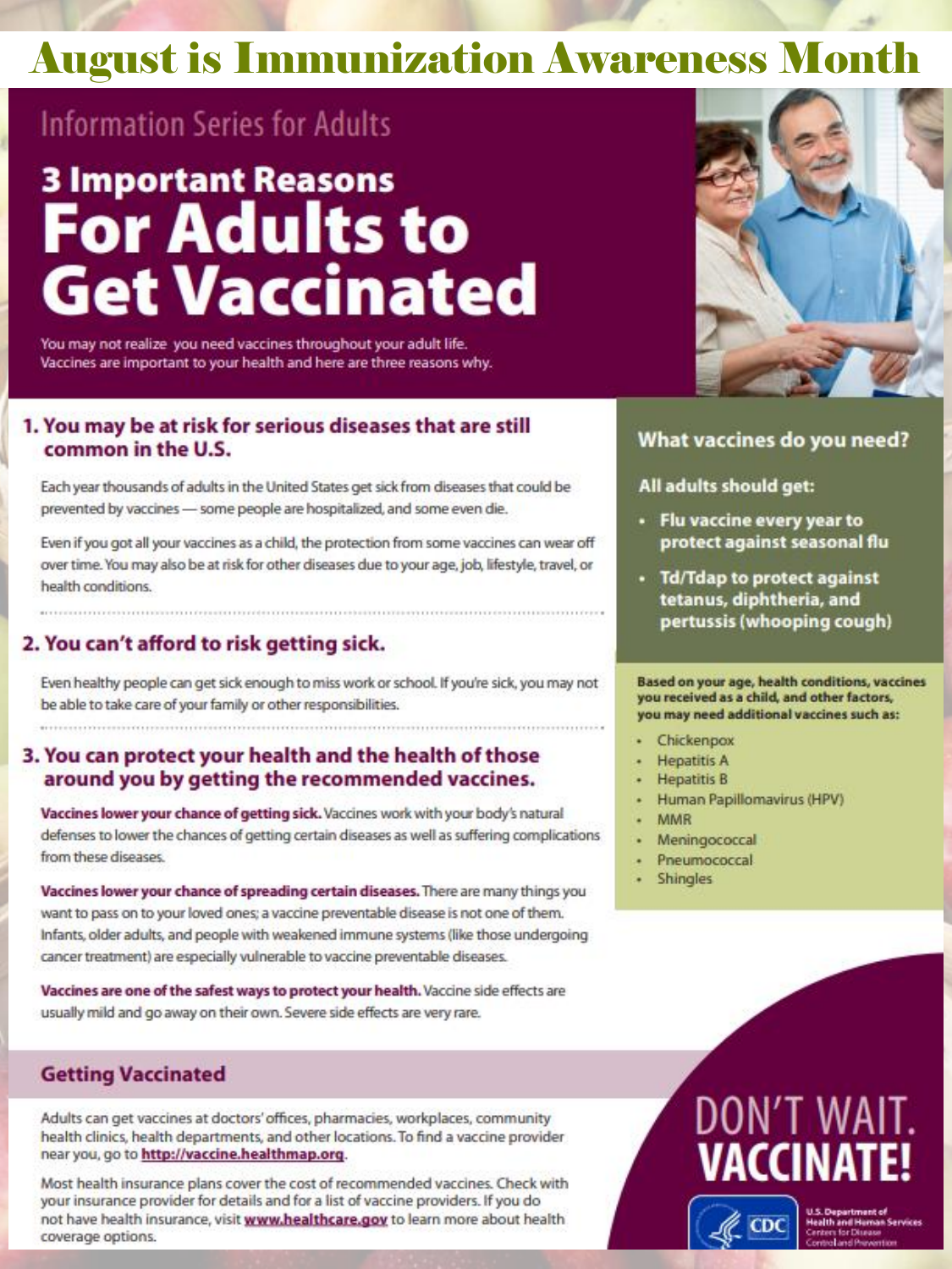# August is Immunization Awareness Month

Information Series for Adults

## 3 Important Reasons For Adults to Get Vaccinated

You may not realize you need vaccines throughout your adult life. Vaccines are important to your health and here are three reasons why.

### 1. You may be at risk for serious diseases that are still common in the U.S.

Each year thousands of adults in the United States get sick from diseases that could be prevented by vaccines — some people are hospitalized, and some even die.

Even if you got all your vaccines as a child, the protection from some vaccines can wear off over time. You may also be at risk for other diseases due to your age, job, lifestyle, travel, or health conditions.

### 2. You can't afford to risk getting sick.

Even healthy people can get sick enough to miss work or school. If you're sick, you may not be able to take care of your family or other responsibilities.

### 3. You can protect your health and the health of those around you by getting the recommended vaccines.

**Vaccines lower your chance of getting sick.** Vaccines work with your body's natural defenses to lower the chances of getting certain diseases as well as suffering complications from these diseases.

**Vaccines lower your chance of spreading certain diseases.** There are many things you want to pass on to your loved ones; a vaccine preventable disease is not one of them. Infants, older adults, and people with weakened immune systems (like those undergoing cancer treatment) are especially vulnerable to vaccine preventable diseases.

**Vaccines are one of the safest ways to protect your health.** Vaccine side effects are usually mild and go away on their own. Severe side effects are very rare.

### What vaccines do you need?

**All adults should get:**

- **Flu vaccine every year to protect against seasonal flu**
- **Td/Tdap to protect against tetanus, diphtheria, and pertussis (whooping cough)**

**Based on your age, health conditions, vaccines you received as a child, and other factors, you may need additional vaccines such as:**

- Chickenpox
- Hepatitis A
- Hepatitis B
- Human Papillomavirus (HPV)
- MMR
- Meningococcal
- Pneumococcal
- Shingles

### Getting Vaccinated

Adults can get vaccines at doctors' offices, pharmacies, workplaces, community health clinics, health departments, and other locations. To find a vaccine provider near you, go to **http://vaccine.healthmap.org**.

Most health insurance plans cover the cost of recommended vaccines. Check with your insurance provider for details and for a list of vaccine providers. If you do not have health insurance, visit **www.healthcare.gov** to learn more about health coverage options.

**DON'T WAIT. VACCINATE!**

CDC — U.S. Department of Health and Human Services, Centers for Disease Control and Prevention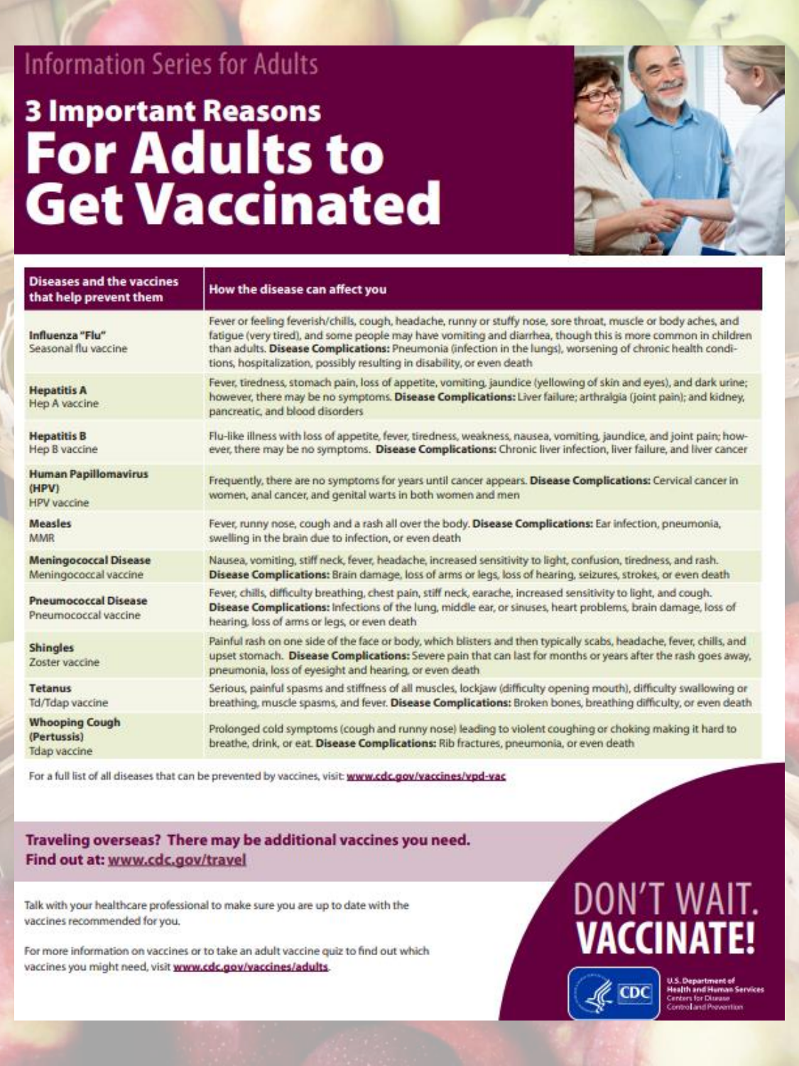Information Series for Adults

# 3 Important Reasons For Adults to Get Vaccinated

| Diseases and the vaccines that help prevent them | How the disease can affect you |
|---|---|
| **Influenza "Flu"** Seasonal flu vaccine | Fever or feeling feverish/chills, cough, headache, runny or stuffy nose, sore throat, muscle or body aches, and fatigue (very tired), and some people may have vomiting and diarrhea, though this is more common in children than adults. **Disease Complications:** Pneumonia (infection in the lungs), worsening of chronic health conditions, hospitalization, possibly resulting in disability, or even death |
| **Hepatitis A** Hep A vaccine | Fever, tiredness, stomach pain, loss of appetite, vomiting, jaundice (yellowing of skin and eyes), and dark urine; however, there may be no symptoms. **Disease Complications:** Liver failure; arthralgia (joint pain); and kidney, pancreatic, and blood disorders |
| **Hepatitis B** Hep B vaccine | Flu-like illness with loss of appetite, fever, tiredness, weakness, nausea, vomiting, jaundice, and joint pain; however, there may be no symptoms. **Disease Complications:** Chronic liver infection, liver failure, and liver cancer |
| **Human Papillomavirus (HPV)** HPV vaccine | Frequently, there are no symptoms for years until cancer appears. **Disease Complications:** Cervical cancer in women, anal cancer, and genital warts in both women and men |
| **Measles** MMR | Fever, runny nose, cough and a rash all over the body. **Disease Complications:** Ear infection, pneumonia, swelling in the brain due to infection, or even death |
| **Meningococcal Disease** Meningococcal vaccine | Nausea, vomiting, stiff neck, fever, headache, increased sensitivity to light, confusion, tiredness, and rash. **Disease Complications:** Brain damage, loss of arms or legs, loss of hearing, seizures, strokes, or even death |
| **Pneumococcal Disease** Pneumococcal vaccine | Fever, chills, difficulty breathing, chest pain, stiff neck, earache, increased sensitivity to light, and cough. **Disease Complications:** Infections of the lung, middle ear, or sinuses, heart problems, brain damage, loss of hearing, loss of arms or legs, or even death |
| **Shingles** Zoster vaccine | Painful rash on one side of the face or body, which blisters and then typically scabs, headache, fever, chills, and upset stomach. **Disease Complications:** Severe pain that can last for months or years after the rash goes away, pneumonia, loss of eyesight and hearing, or even death |
| **Tetanus** Td/Tdap vaccine | Serious, painful spasms and stiffness of all muscles, lockjaw (difficulty opening mouth), difficulty swallowing or breathing, muscle spasms, and fever. **Disease Complications:** Broken bones, breathing difficulty, or even death |
| **Whooping Cough (Pertussis)** Tdap vaccine | Prolonged cold symptoms (cough and runny nose) leading to violent coughing or choking making it hard to breathe, drink, or eat. **Disease Complications:** Rib fractures, pneumonia, or even death |

For a full list of all diseases that can be prevented by vaccines, visit: **www.cdc.gov/vaccines/vpd-vac**

**Traveling overseas? There may be additional vaccines you need. Find out at: www.cdc.gov/travel**

Talk with your healthcare professional to make sure you are up to date with the vaccines recommended for you.

For more information on vaccines or to take an adult vaccine quiz to find out which vaccines you might need, visit **www.cdc.gov/vaccines/adults**.

## DON'T WAIT. VACCINATE!

CDC

U.S. Department of Health and Human Services
Centers for Disease Control and Prevention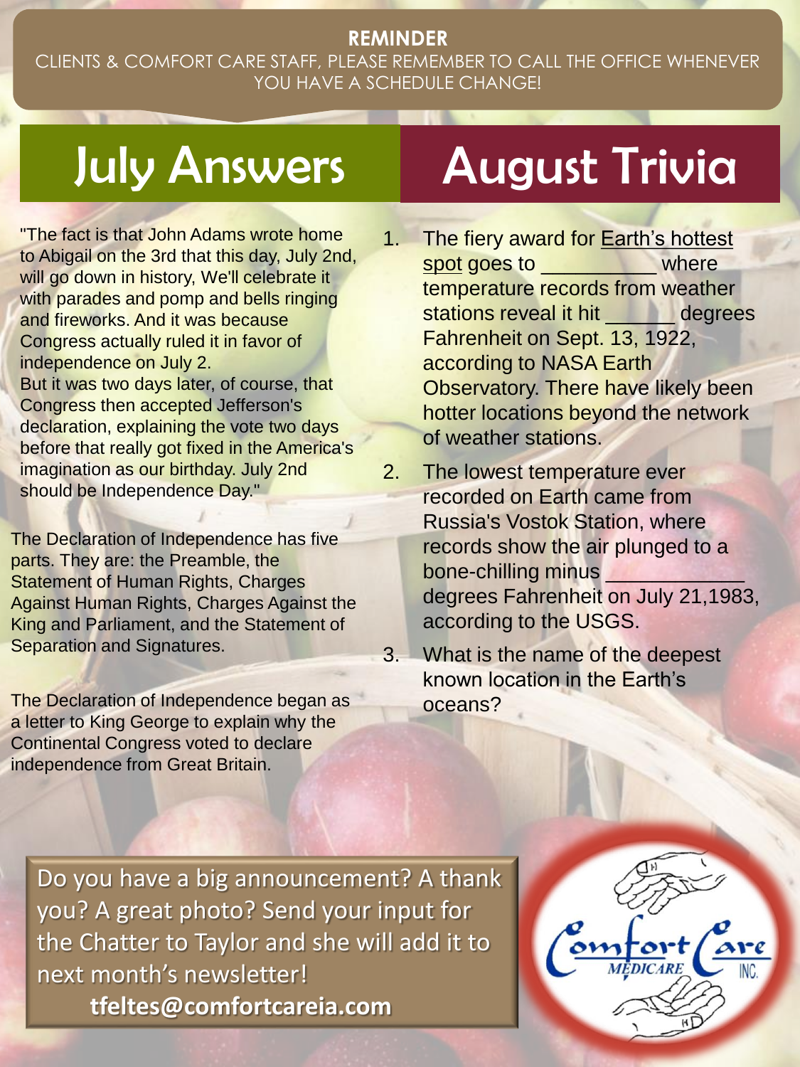**REMINDER**

CLIENTS & COMFORT CARE STAFF, PLEASE REMEMBER TO CALL THE OFFICE WHENEVER YOU HAVE A SCHEDULE CHANGE!

## July Answers

"The fact is that John Adams wrote home to Abigail on the 3rd that this day, July 2nd, will go down in history, We'll celebrate it with parades and pomp and bells ringing and fireworks. And it was because Congress actually ruled it in favor of independence on July 2.
But it was two days later, of course, that Congress then accepted Jefferson's declaration, explaining the vote two days before that really got fixed in the America's imagination as our birthday. July 2nd should be Independence Day."

The Declaration of Independence has five parts. They are: the Preamble, the Statement of Human Rights, Charges Against Human Rights, Charges Against the King and Parliament, and the Statement of Separation and Signatures.

The Declaration of Independence began as a letter to King George to explain why the Continental Congress voted to declare independence from Great Britain.

## August Trivia

1. The fiery award for Earth's hottest spot goes to _________ where temperature records from weather stations reveal it hit ______ degrees Fahrenheit on Sept. 13, 1922, according to NASA Earth Observatory. There have likely been hotter locations beyond the network of weather stations.
2. The lowest temperature ever recorded on Earth came from Russia's Vostok Station, where records show the air plunged to a bone-chilling minus ___________ degrees Fahrenheit on July 21,1983, according to the USGS.
3. What is the name of the deepest known location in the Earth's oceans?

Do you have a big announcement? A thank you? A great photo? Send your input for the Chatter to Taylor and she will add it to next month's newsletter!
**tfeltes@comfortcareia.com**

Comfort Care MEDICARE INC.